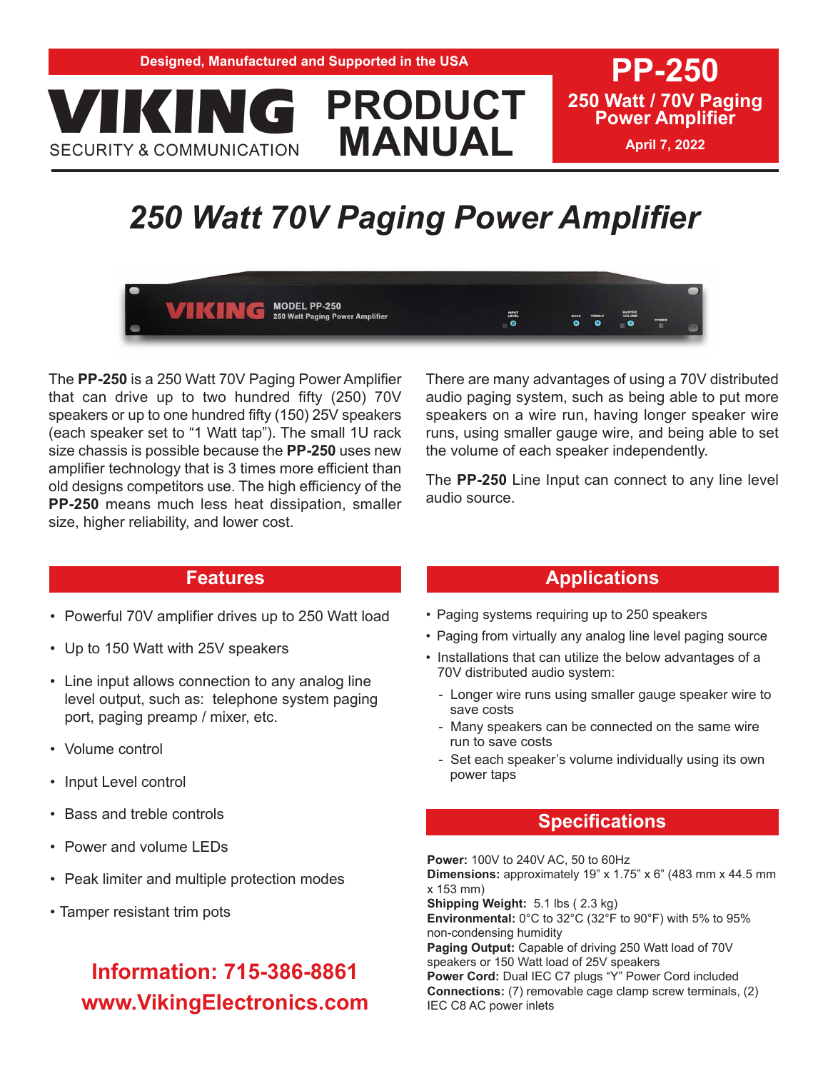Designed, Manufactured and Supported in the USA

# VIKING PRODUCT MANUAL

SECURITY & COMMUNICATION

**PP-250**

**250 Watt / 70V Paging Power Amplifier**

**April 7, 2022**

# *250 Watt 70V Paging Power Amplifier*

The **PP-250** is a 250 Watt 70V Paging Power Amplifier that can drive up to two hundred fifty (250) 70V speakers or up to one hundred fifty (150) 25V speakers (each speaker set to "1 Watt tap"). The small 1U rack size chassis is possible because the **PP-250** uses new amplifier technology that is 3 times more efficient than old designs competitors use. The high efficiency of the **PP-250** means much less heat dissipation, smaller size, higher reliability, and lower cost.

There are many advantages of using a 70V distributed audio paging system, such as being able to put more speakers on a wire run, having longer speaker wire runs, using smaller gauge wire, and being able to set the volume of each speaker independently.

The **PP-250** Line Input can connect to any line level audio source.

## Features

- Powerful 70V amplifier drives up to 250 Watt load
- Up to 150 Watt with 25V speakers
- Line input allows connection to any analog line level output, such as: telephone system paging port, paging preamp / mixer, etc.
- Volume control
- Input Level control
- Bass and treble controls
- Power and volume LEDs
- Peak limiter and multiple protection modes
- Tamper resistant trim pots

**Information: 715-386-8861**
**www.VikingElectronics.com**

## Applications

- Paging systems requiring up to 250 speakers
- Paging from virtually any analog line level paging source
- Installations that can utilize the below advantages of a 70V distributed audio system:
  - Longer wire runs using smaller gauge speaker wire to save costs
  - Many speakers can be connected on the same wire run to save costs
  - Set each speaker's volume individually using its own power taps

## Specifications

**Power:** 100V to 240V AC, 50 to 60Hz
**Dimensions:** approximately 19" x 1.75" x 6" (483 mm x 44.5 mm x 153 mm)
**Shipping Weight:** 5.1 lbs ( 2.3 kg)
**Environmental:** 0°C to 32°C (32°F to 90°F) with 5% to 95% non-condensing humidity
**Paging Output:** Capable of driving 250 Watt load of 70V speakers or 150 Watt load of 25V speakers
**Power Cord:** Dual IEC C7 plugs "Y" Power Cord included
**Connections:** (7) removable cage clamp screw terminals, (2) IEC C8 AC power inlets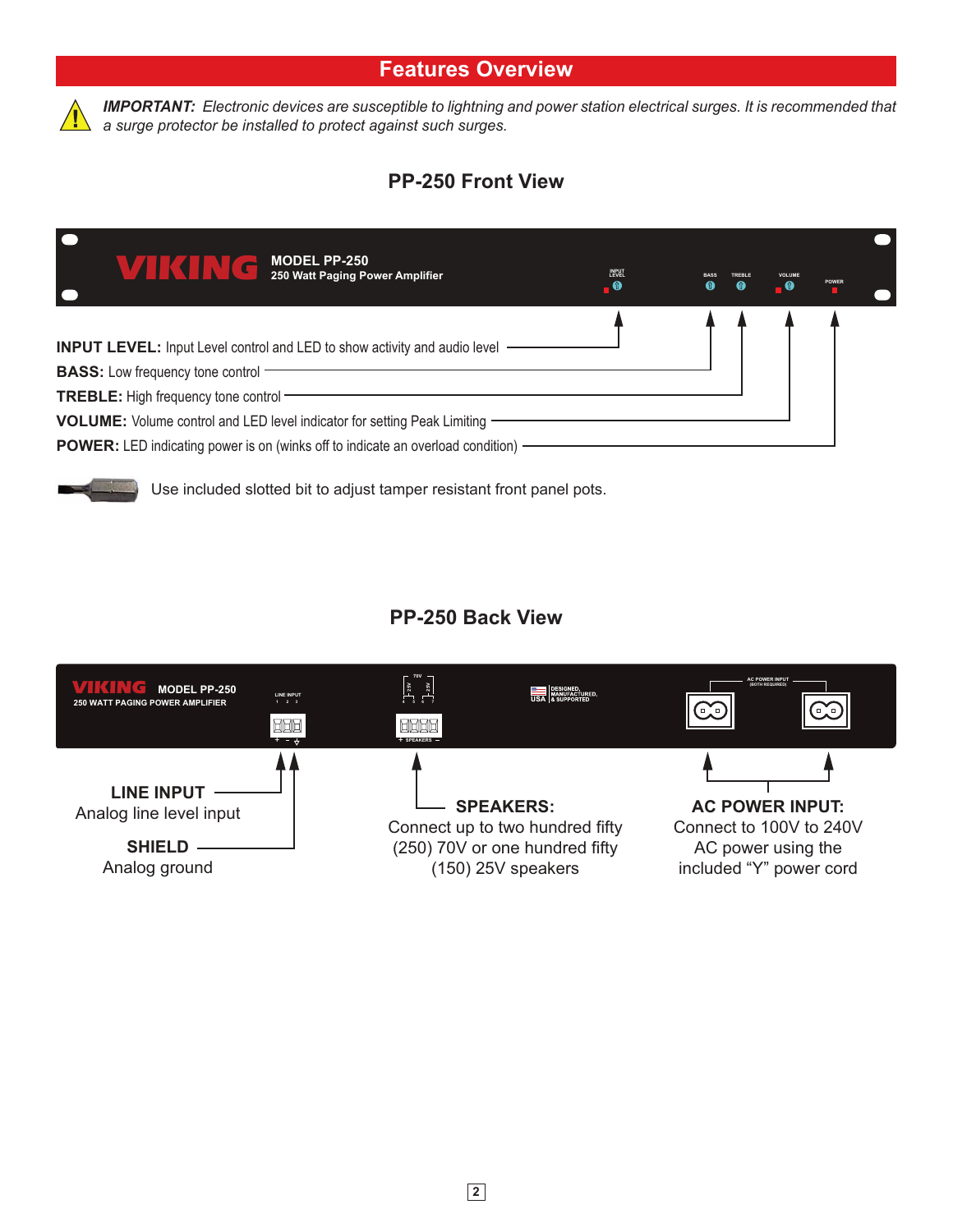## Features Overview

***IMPORTANT:*** *Electronic devices are susceptible to lightning and power station electrical surges. It is recommended that a surge protector be installed to protect against such surges.*

### PP-250 Front View

**INPUT LEVEL:** Input Level control and LED to show activity and audio level

**BASS:** Low frequency tone control

**TREBLE:** High frequency tone control

**VOLUME:** Volume control and LED level indicator for setting Peak Limiting

**POWER:** LED indicating power is on (winks off to indicate an overload condition)

Use included slotted bit to adjust tamper resistant front panel pots.

### PP-250 Back View

**LINE INPUT**
Analog line level input

**SHIELD**
Analog ground

**SPEAKERS:**
Connect up to two hundred fifty (250) 70V or one hundred fifty (150) 25V speakers

**AC POWER INPUT:**
Connect to 100V to 240V AC power using the included "Y" power cord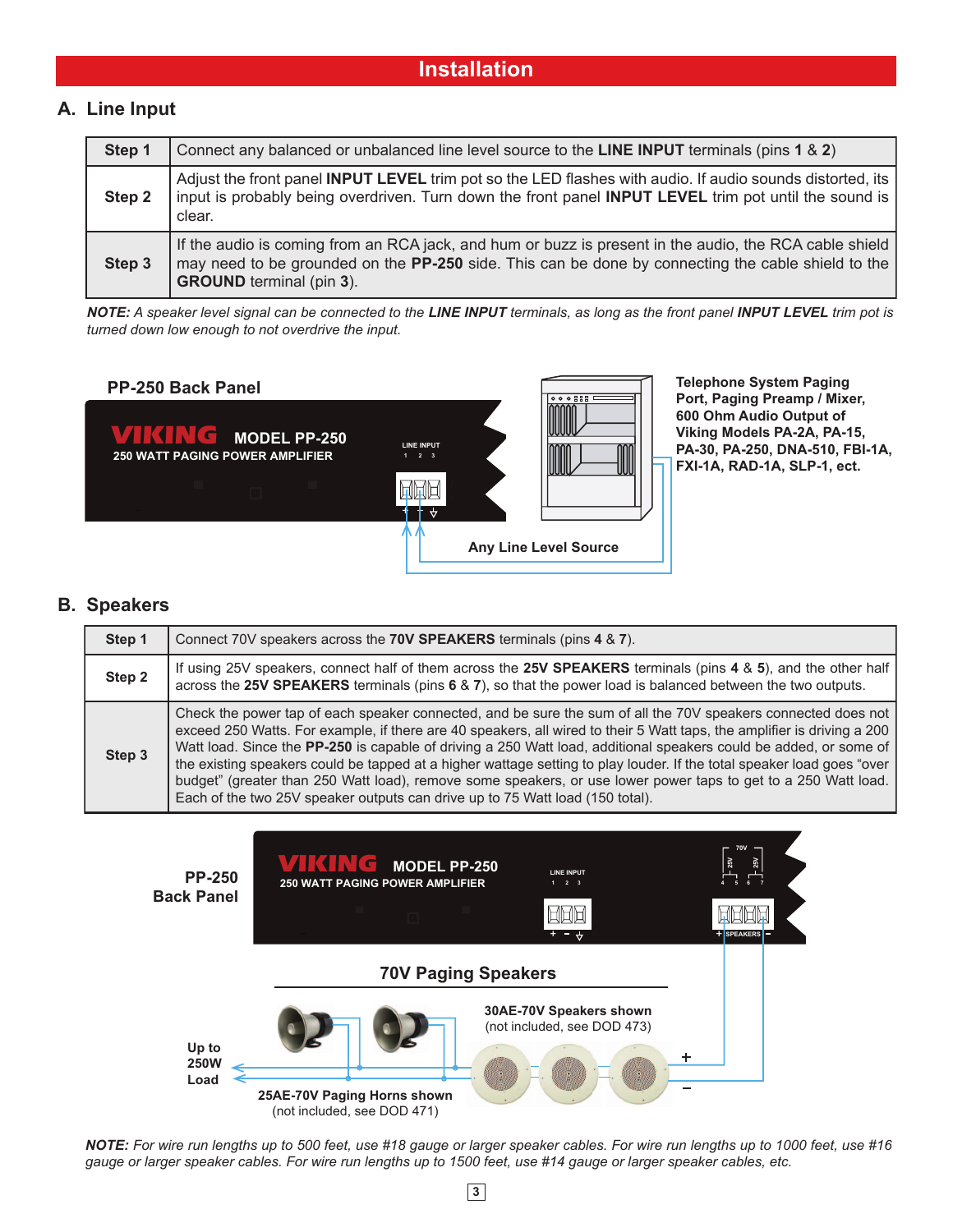# Installation

## A. Line Input

| Step | Instruction |
|---|---|
| **Step 1** | Connect any balanced or unbalanced line level source to the **LINE INPUT** terminals (pins **1** & **2**) |
| **Step 2** | Adjust the front panel **INPUT LEVEL** trim pot so the LED flashes with audio. If audio sounds distorted, its input is probably being overdriven. Turn down the front panel **INPUT LEVEL** trim pot until the sound is clear. |
| **Step 3** | If the audio is coming from an RCA jack, and hum or buzz is present in the audio, the RCA cable shield may need to be grounded on the **PP-250** side. This can be done by connecting the cable shield to the **GROUND** terminal (pin **3**). |

***NOTE:*** *A speaker level signal can be connected to the **LINE INPUT** terminals, as long as the front panel **INPUT LEVEL** trim pot is turned down low enough to not overdrive the input.*

**PP-250 Back Panel**

VIKING MODEL PP-250
250 WATT PAGING POWER AMPLIFIER

LINE INPUT 1 2 3

**Telephone System Paging Port, Paging Preamp / Mixer, 600 Ohm Audio Output of Viking Models PA-2A, PA-15, PA-30, PA-250, DNA-510, FBI-1A, FXI-1A, RAD-1A, SLP-1, ect.**

**Any Line Level Source**

## B. Speakers

| Step | Instruction |
|---|---|
| **Step 1** | Connect 70V speakers across the **70V SPEAKERS** terminals (pins **4** & **7**). |
| **Step 2** | If using 25V speakers, connect half of them across the **25V SPEAKERS** terminals (pins **4** & **5**), and the other half across the **25V SPEAKERS** terminals (pins **6** & **7**), so that the power load is balanced between the two outputs. |
| **Step 3** | Check the power tap of each speaker connected, and be sure the sum of all the 70V speakers connected does not exceed 250 Watts. For example, if there are 40 speakers, all wired to their 5 Watt taps, the amplifier is driving a 200 Watt load. Since the **PP-250** is capable of driving a 250 Watt load, additional speakers could be added, or some of the existing speakers could be tapped at a higher wattage setting to play louder. If the total speaker load goes "over budget" (greater than 250 Watt load), remove some speakers, or use lower power taps to get to a 250 Watt load. Each of the two 25V speaker outputs can drive up to 75 Watt load (150 total). |

**PP-250 Back Panel**

VIKING MODEL PP-250
250 WATT PAGING POWER AMPLIFIER

LINE INPUT 1 2 3

70V 25V 25V 4 5 6 7 SPEAKERS

**70V Paging Speakers**

**30AE-70V Speakers shown** (not included, see DOD 473)

**Up to 250W Load**

**25AE-70V Paging Horns shown** (not included, see DOD 471)

***NOTE:*** *For wire run lengths up to 500 feet, use #18 gauge or larger speaker cables. For wire run lengths up to 1000 feet, use #16 gauge or larger speaker cables. For wire run lengths up to 1500 feet, use #14 gauge or larger speaker cables, etc.*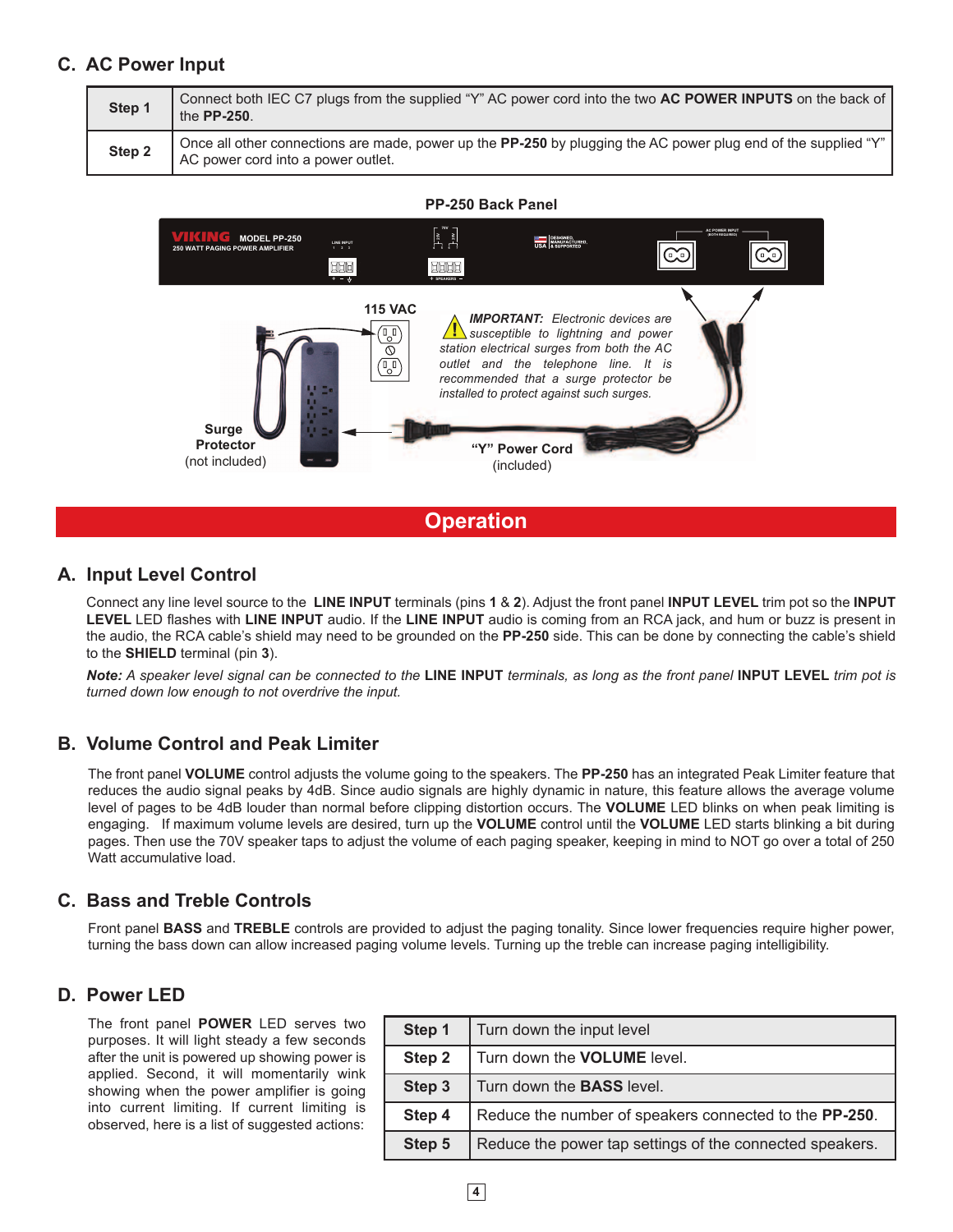## C. AC Power Input

| | |
|---|---|
| **Step 1** | Connect both IEC C7 plugs from the supplied "Y" AC power cord into the two **AC POWER INPUTS** on the back of the **PP-250**. |
| **Step 2** | Once all other connections are made, power up the **PP-250** by plugging the AC power plug end of the supplied "Y" AC power cord into a power outlet. |

**PP-250 Back Panel**

115 VAC

***IMPORTANT:*** *Electronic devices are susceptible to lightning and power station electrical surges from both the AC outlet and the telephone line. It is recommended that a surge protector be installed to protect against such surges.*

**Surge Protector** (not included)

**"Y" Power Cord** (included)

# Operation

## A. Input Level Control

Connect any line level source to the **LINE INPUT** terminals (pins **1** & **2**). Adjust the front panel **INPUT LEVEL** trim pot so the **INPUT LEVEL** LED flashes with **LINE INPUT** audio. If the **LINE INPUT** audio is coming from an RCA jack, and hum or buzz is present in the audio, the RCA cable's shield may need to be grounded on the **PP-250** side. This can be done by connecting the cable's shield to the **SHIELD** terminal (pin **3**).

***Note:*** *A speaker level signal can be connected to the* **LINE INPUT** *terminals, as long as the front panel* **INPUT LEVEL** *trim pot is turned down low enough to not overdrive the input.*

## B. Volume Control and Peak Limiter

The front panel **VOLUME** control adjusts the volume going to the speakers. The **PP-250** has an integrated Peak Limiter feature that reduces the audio signal peaks by 4dB. Since audio signals are highly dynamic in nature, this feature allows the average volume level of pages to be 4dB louder than normal before clipping distortion occurs. The **VOLUME** LED blinks on when peak limiting is engaging. If maximum volume levels are desired, turn up the **VOLUME** control until the **VOLUME** LED starts blinking a bit during pages. Then use the 70V speaker taps to adjust the volume of each paging speaker, keeping in mind to NOT go over a total of 250 Watt accumulative load.

## C. Bass and Treble Controls

Front panel **BASS** and **TREBLE** controls are provided to adjust the paging tonality. Since lower frequencies require higher power, turning the bass down can allow increased paging volume levels. Turning up the treble can increase paging intelligibility.

## D. Power LED

The front panel **POWER** LED serves two purposes. It will light steady a few seconds after the unit is powered up showing power is applied. Second, it will momentarily wink showing when the power amplifier is going into current limiting. If current limiting is observed, here is a list of suggested actions:

| | |
|---|---|
| **Step 1** | Turn down the input level |
| **Step 2** | Turn down the **VOLUME** level. |
| **Step 3** | Turn down the **BASS** level. |
| **Step 4** | Reduce the number of speakers connected to the **PP-250**. |
| **Step 5** | Reduce the power tap settings of the connected speakers. |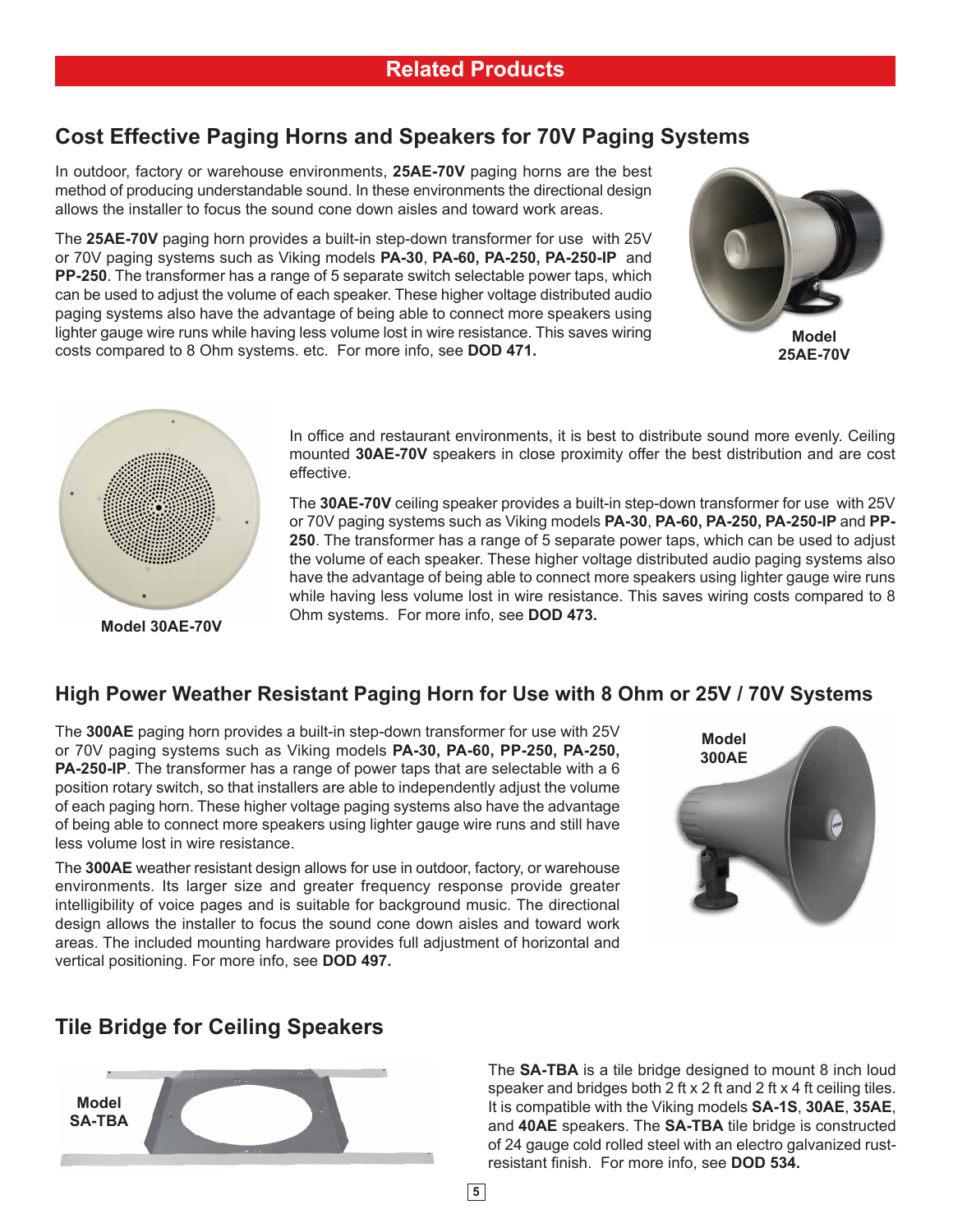# Related Products

## Cost Effective Paging Horns and Speakers for 70V Paging Systems

In outdoor, factory or warehouse environments, **25AE-70V** paging horns are the best method of producing understandable sound. In these environments the directional design allows the installer to focus the sound cone down aisles and toward work areas.

The **25AE-70V** paging horn provides a built-in step-down transformer for use with 25V or 70V paging systems such as Viking models **PA-30**, **PA-60, PA-250, PA-250-IP** and **PP-250**. The transformer has a range of 5 separate switch selectable power taps, which can be used to adjust the volume of each speaker. These higher voltage distributed audio paging systems also have the advantage of being able to connect more speakers using lighter gauge wire runs while having less volume lost in wire resistance. This saves wiring costs compared to 8 Ohm systems. etc. For more info, see **DOD 471.**

**Model 25AE-70V**

In office and restaurant environments, it is best to distribute sound more evenly. Ceiling mounted **30AE-70V** speakers in close proximity offer the best distribution and are cost effective.

The **30AE-70V** ceiling speaker provides a built-in step-down transformer for use with 25V or 70V paging systems such as Viking models **PA-30**, **PA-60, PA-250, PA-250-IP** and **PP-250**. The transformer has a range of 5 separate power taps, which can be used to adjust the volume of each speaker. These higher voltage distributed audio paging systems also have the advantage of being able to connect more speakers using lighter gauge wire runs while having less volume lost in wire resistance. This saves wiring costs compared to 8 Ohm systems. For more info, see **DOD 473.**

**Model 30AE-70V**

## High Power Weather Resistant Paging Horn for Use with 8 Ohm or 25V / 70V Systems

The **300AE** paging horn provides a built-in step-down transformer for use with 25V or 70V paging systems such as Viking models **PA-30, PA-60, PP-250, PA-250, PA-250-IP**. The transformer has a range of power taps that are selectable with a 6 position rotary switch, so that installers are able to independently adjust the volume of each paging horn. These higher voltage paging systems also have the advantage of being able to connect more speakers using lighter gauge wire runs and still have less volume lost in wire resistance.

The **300AE** weather resistant design allows for use in outdoor, factory, or warehouse environments. Its larger size and greater frequency response provide greater intelligibility of voice pages and is suitable for background music. The directional design allows the installer to focus the sound cone down aisles and toward work areas. The included mounting hardware provides full adjustment of horizontal and vertical positioning. For more info, see **DOD 497.**

**Model 300AE**

## Tile Bridge for Ceiling Speakers

**Model SA-TBA**

The **SA-TBA** is a tile bridge designed to mount 8 inch loud speaker and bridges both 2 ft x 2 ft and 2 ft x 4 ft ceiling tiles. It is compatible with the Viking models **SA-1S**, **30AE**, **35AE**, and **40AE** speakers. The **SA-TBA** tile bridge is constructed of 24 gauge cold rolled steel with an electro galvanized rust-resistant finish. For more info, see **DOD 534.**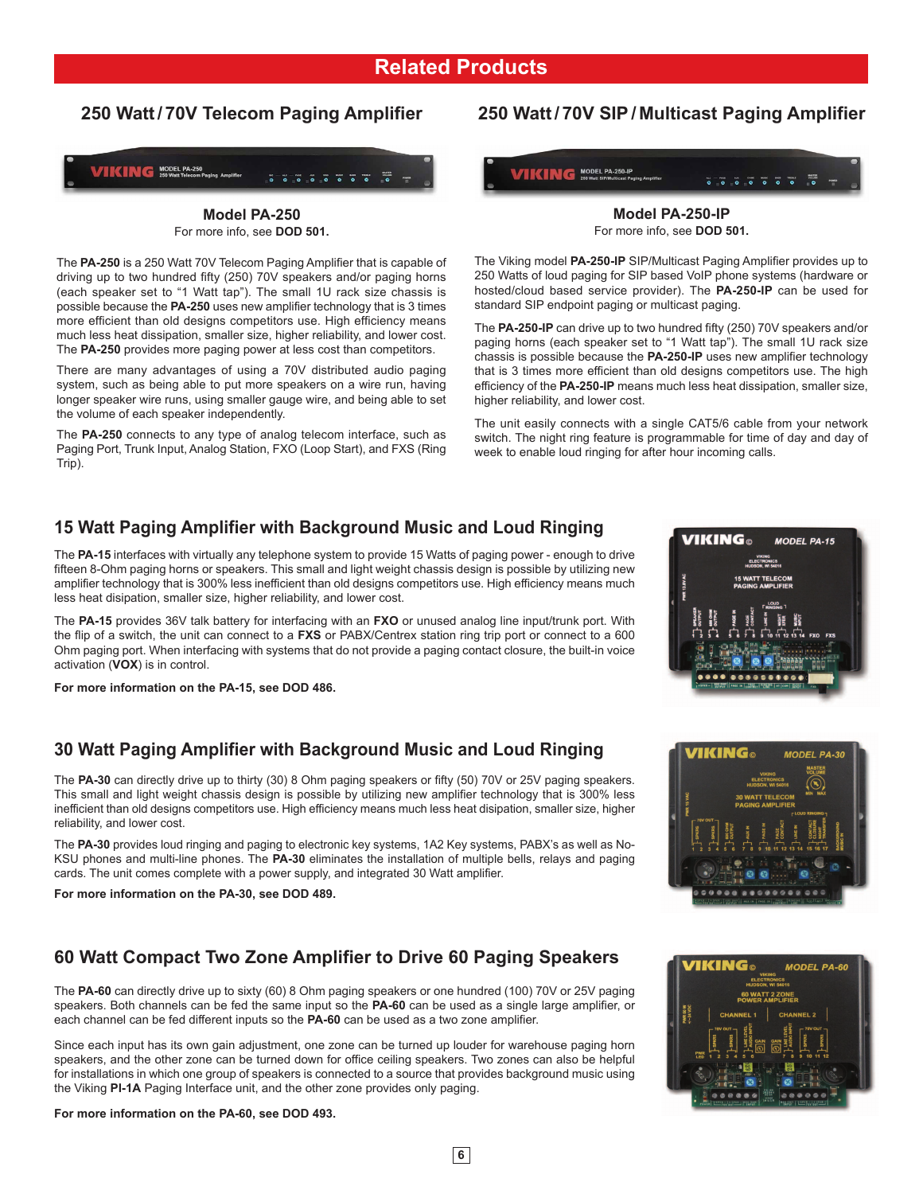# Related Products

## 250 Watt / 70V Telecom Paging Amplifier

### Model PA-250

For more info, see **DOD 501.**

The **PA-250** is a 250 Watt 70V Telecom Paging Amplifier that is capable of driving up to two hundred fifty (250) 70V speakers and/or paging horns (each speaker set to "1 Watt tap"). The small 1U rack size chassis is possible because the **PA-250** uses new amplifier technology that is 3 times more efficient than old designs competitors use. High efficiency means much less heat dissipation, smaller size, higher reliability, and lower cost. The **PA-250** provides more paging power at less cost than competitors.

There are many advantages of using a 70V distributed audio paging system, such as being able to put more speakers on a wire run, having longer speaker wire runs, using smaller gauge wire, and being able to set the volume of each speaker independently.

The **PA-250** connects to any type of analog telecom interface, such as Paging Port, Trunk Input, Analog Station, FXO (Loop Start), and FXS (Ring Trip).

## 250 Watt / 70V SIP / Multicast Paging Amplifier

### Model PA-250-IP

For more info, see **DOD 501.**

The Viking model **PA-250-IP** SIP/Multicast Paging Amplifier provides up to 250 Watts of loud paging for SIP based VoIP phone systems (hardware or hosted/cloud based service provider). The **PA-250-IP** can be used for standard SIP endpoint paging or multicast paging.

The **PA-250-IP** can drive up to two hundred fifty (250) 70V speakers and/or paging horns (each speaker set to "1 Watt tap"). The small 1U rack size chassis is possible because the **PA-250-IP** uses new amplifier technology that is 3 times more efficient than old designs competitors use. The high efficiency of the **PA-250-IP** means much less heat dissipation, smaller size, higher reliability, and lower cost.

The unit easily connects with a single CAT5/6 cable from your network switch. The night ring feature is programmable for time of day and day of week to enable loud ringing for after hour incoming calls.

## 15 Watt Paging Amplifier with Background Music and Loud Ringing

The **PA-15** interfaces with virtually any telephone system to provide 15 Watts of paging power - enough to drive fifteen 8-Ohm paging horns or speakers. This small and light weight chassis design is possible by utilizing new amplifier technology that is 300% less inefficient than old designs competitors use. High efficiency means much less heat disipation, smaller size, higher reliability, and lower cost.

The **PA-15** provides 36V talk battery for interfacing with an **FXO** or unused analog line input/trunk port. With the flip of a switch, the unit can connect to a **FXS** or PABX/Centrex station ring trip port or connect to a 600 Ohm paging port. When interfacing with systems that do not provide a paging contact closure, the built-in voice activation (**VOX**) is in control.

**For more information on the PA-15, see DOD 486.**

## 30 Watt Paging Amplifier with Background Music and Loud Ringing

The **PA-30** can directly drive up to thirty (30) 8 Ohm paging speakers or fifty (50) 70V or 25V paging speakers. This small and light weight chassis design is possible by utilizing new amplifier technology that is 300% less inefficient than old designs competitors use. High efficiency means much less heat dissipation, smaller size, higher reliability, and lower cost.

The **PA-30** provides loud ringing and paging to electronic key systems, 1A2 Key systems, PABX's as well as No-KSU phones and multi-line phones. The **PA-30** eliminates the installation of multiple bells, relays and paging cards. The unit comes complete with a power supply, and integrated 30 Watt amplifier.

**For more information on the PA-30, see DOD 489.**

## 60 Watt Compact Two Zone Amplifier to Drive 60 Paging Speakers

The **PA-60** can directly drive up to sixty (60) 8 Ohm paging speakers or one hundred (100) 70V or 25V paging speakers. Both channels can be fed the same input so the **PA-60** can be used as a single large amplifier, or each channel can be fed different inputs so the **PA-60** can be used as a two zone amplifier.

Since each input has its own gain adjustment, one zone can be turned up louder for warehouse paging horn speakers, and the other zone can be turned down for office ceiling speakers. Two zones can also be helpful for installations in which one group of speakers is connected to a source that provides background music using the Viking **PI-1A** Paging Interface unit, and the other zone provides only paging.

**For more information on the PA-60, see DOD 493.**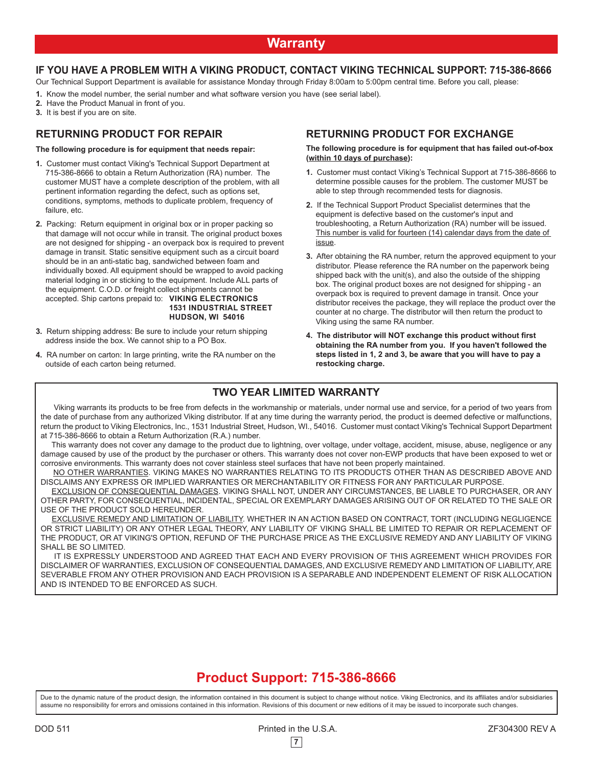# Warranty

## IF YOU HAVE A PROBLEM WITH A VIKING PRODUCT, CONTACT VIKING TECHNICAL SUPPORT: 715-386-8666

Our Technical Support Department is available for assistance Monday through Friday 8:00am to 5:00pm central time. Before you call, please:

1. Know the model number, the serial number and what software version you have (see serial label).
2. Have the Product Manual in front of you.
3. It is best if you are on site.

## RETURNING PRODUCT FOR REPAIR

**The following procedure is for equipment that needs repair:**

1. Customer must contact Viking's Technical Support Department at 715-386-8666 to obtain a Return Authorization (RA) number. The customer MUST have a complete description of the problem, with all pertinent information regarding the defect, such as options set, conditions, symptoms, methods to duplicate problem, frequency of failure, etc.
2. Packing: Return equipment in original box or in proper packing so that damage will not occur while in transit. The original product boxes are not designed for shipping - an overpack box is required to prevent damage in transit. Static sensitive equipment such as a circuit board should be in an anti-static bag, sandwiched between foam and individually boxed. All equipment should be wrapped to avoid packing material lodging in or sticking to the equipment. Include ALL parts of the equipment. C.O.D. or freight collect shipments cannot be accepted. Ship cartons prepaid to: **VIKING ELECTRONICS**
   **1531 INDUSTRIAL STREET**
   **HUDSON, WI 54016**
3. Return shipping address: Be sure to include your return shipping address inside the box. We cannot ship to a PO Box.
4. RA number on carton: In large printing, write the RA number on the outside of each carton being returned.

## RETURNING PRODUCT FOR EXCHANGE

**The following procedure is for equipment that has failed out-of-box (<u>within 10 days of purchase</u>):**

1. Customer must contact Viking's Technical Support at 715-386-8666 to determine possible causes for the problem. The customer MUST be able to step through recommended tests for diagnosis.
2. If the Technical Support Product Specialist determines that the equipment is defective based on the customer's input and troubleshooting, a Return Authorization (RA) number will be issued. <u>This number is valid for fourteen (14) calendar days from the date of issue</u>.
3. After obtaining the RA number, return the approved equipment to your distributor. Please reference the RA number on the paperwork being shipped back with the unit(s), and also the outside of the shipping box. The original product boxes are not designed for shipping - an overpack box is required to prevent damage in transit. Once your distributor receives the package, they will replace the product over the counter at no charge. The distributor will then return the product to Viking using the same RA number.
4. **The distributor will NOT exchange this product without first obtaining the RA number from you. If you haven't followed the steps listed in 1, 2 and 3, be aware that you will have to pay a restocking charge.**

## TWO YEAR LIMITED WARRANTY

Viking warrants its products to be free from defects in the workmanship or materials, under normal use and service, for a period of two years from the date of purchase from any authorized Viking distributor. If at any time during the warranty period, the product is deemed defective or malfunctions, return the product to Viking Electronics, Inc., 1531 Industrial Street, Hudson, WI., 54016. Customer must contact Viking's Technical Support Department at 715-386-8666 to obtain a Return Authorization (R.A.) number.

This warranty does not cover any damage to the product due to lightning, over voltage, under voltage, accident, misuse, abuse, negligence or any damage caused by use of the product by the purchaser or others. This warranty does not cover non-EWP products that have been exposed to wet or corrosive environments. This warranty does not cover stainless steel surfaces that have not been properly maintained.

<u>NO OTHER WARRANTIES</u>. VIKING MAKES NO WARRANTIES RELATING TO ITS PRODUCTS OTHER THAN AS DESCRIBED ABOVE AND DISCLAIMS ANY EXPRESS OR IMPLIED WARRANTIES OR MERCHANTABILITY OR FITNESS FOR ANY PARTICULAR PURPOSE.

<u>EXCLUSION OF CONSEQUENTIAL DAMAGES</u>. VIKING SHALL NOT, UNDER ANY CIRCUMSTANCES, BE LIABLE TO PURCHASER, OR ANY OTHER PARTY, FOR CONSEQUENTIAL, INCIDENTAL, SPECIAL OR EXEMPLARY DAMAGES ARISING OUT OF OR RELATED TO THE SALE OR USE OF THE PRODUCT SOLD HEREUNDER.

<u>EXCLUSIVE REMEDY AND LIMITATION OF LIABILITY</u>. WHETHER IN AN ACTION BASED ON CONTRACT, TORT (INCLUDING NEGLIGENCE OR STRICT LIABILITY) OR ANY OTHER LEGAL THEORY, ANY LIABILITY OF VIKING SHALL BE LIMITED TO REPAIR OR REPLACEMENT OF THE PRODUCT, OR AT VIKING'S OPTION, REFUND OF THE PURCHASE PRICE AS THE EXCLUSIVE REMEDY AND ANY LIABILITY OF VIKING SHALL BE SO LIMITED.

IT IS EXPRESSLY UNDERSTOOD AND AGREED THAT EACH AND EVERY PROVISION OF THIS AGREEMENT WHICH PROVIDES FOR DISCLAIMER OF WARRANTIES, EXCLUSION OF CONSEQUENTIAL DAMAGES, AND EXCLUSIVE REMEDY AND LIMITATION OF LIABILITY, ARE SEVERABLE FROM ANY OTHER PROVISION AND EACH PROVISION IS A SEPARABLE AND INDEPENDENT ELEMENT OF RISK ALLOCATION AND IS INTENDED TO BE ENFORCED AS SUCH.

## Product Support: 715-386-8666

Due to the dynamic nature of the product design, the information contained in this document is subject to change without notice. Viking Electronics, and its affiliates and/or subsidiaries assume no responsibility for errors and omissions contained in this information. Revisions of this document or new editions of it may be issued to incorporate such changes.

DOD 511 | Printed in the U.S.A. | ZF304300 REV A